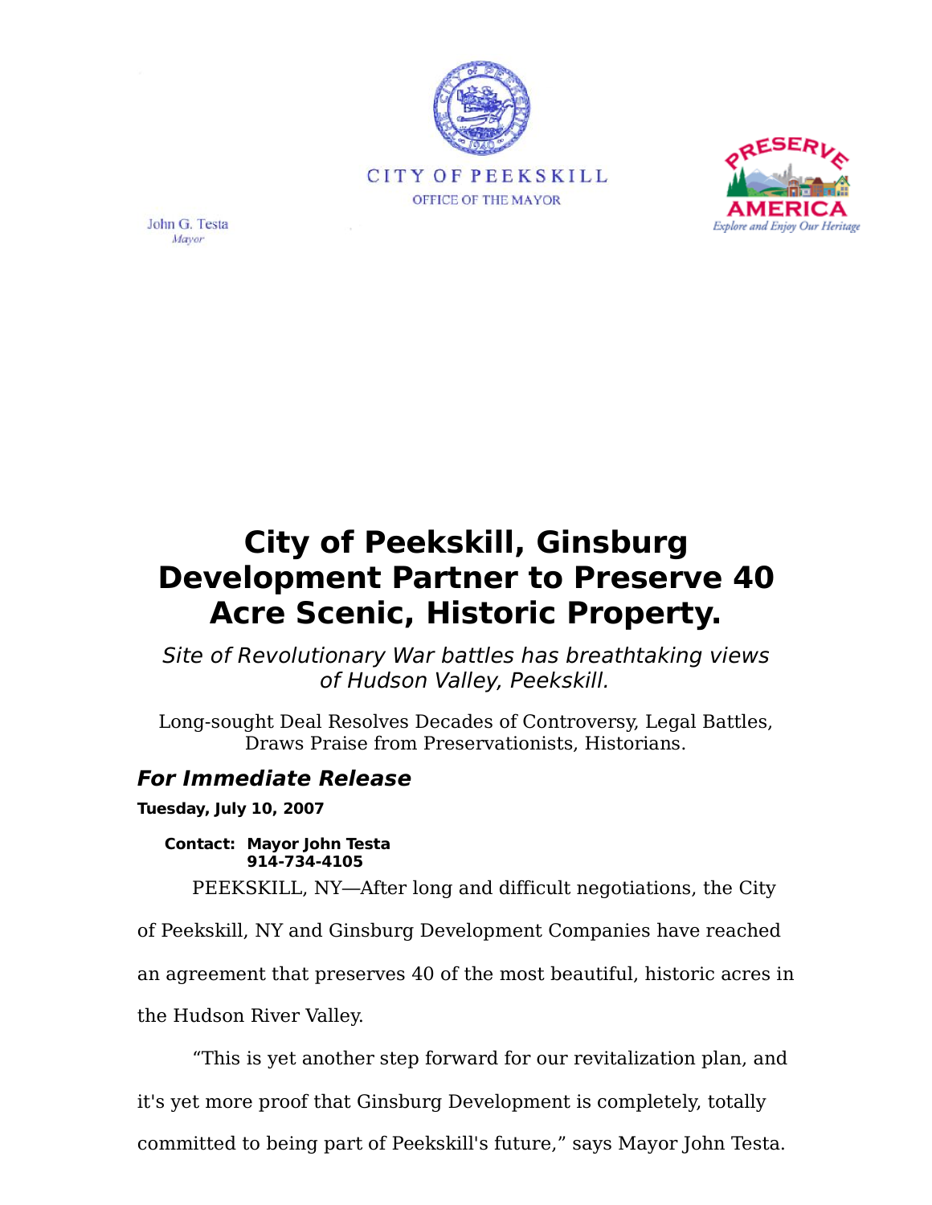CITY OF PEEKSKILL

OFFICE OF THE MAYOR

John G. Testa
*Mayor*

PRESERVE AMERICA
*Explore and Enjoy Our Heritage*

# City of Peekskill, Ginsburg Development Partner to Preserve 40 Acre Scenic, Historic Property.

*Site of Revolutionary War battles has breathtaking views of Hudson Valley, Peekskill.*

Long-sought Deal Resolves Decades of Controversy, Legal Battles, Draws Praise from Preservationists, Historians.

## *For Immediate Release*

**Tuesday, July 10, 2007**

**Contact: Mayor John Testa**
**914-734-4105**

PEEKSKILL, NY—After long and difficult negotiations, the City of Peekskill, NY and Ginsburg Development Companies have reached an agreement that preserves 40 of the most beautiful, historic acres in the Hudson River Valley.

"This is yet another step forward for our revitalization plan, and it's yet more proof that Ginsburg Development is completely, totally committed to being part of Peekskill's future," says Mayor John Testa.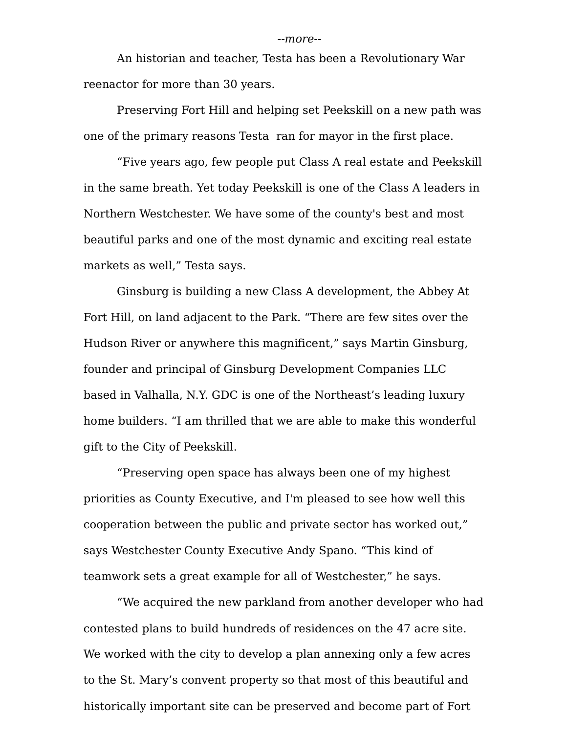*--more--*

An historian and teacher, Testa has been a Revolutionary War reenactor for more than 30 years.

Preserving Fort Hill and helping set Peekskill on a new path was one of the primary reasons Testa ran for mayor in the first place.

“Five years ago, few people put Class A real estate and Peekskill in the same breath. Yet today Peekskill is one of the Class A leaders in Northern Westchester. We have some of the county's best and most beautiful parks and one of the most dynamic and exciting real estate markets as well,” Testa says.

Ginsburg is building a new Class A development, the Abbey At Fort Hill, on land adjacent to the Park. “There are few sites over the Hudson River or anywhere this magnificent,” says Martin Ginsburg, founder and principal of Ginsburg Development Companies LLC based in Valhalla, N.Y. GDC is one of the Northeast’s leading luxury home builders. “I am thrilled that we are able to make this wonderful gift to the City of Peekskill.

“Preserving open space has always been one of my highest priorities as County Executive, and I'm pleased to see how well this cooperation between the public and private sector has worked out,” says Westchester County Executive Andy Spano. “This kind of teamwork sets a great example for all of Westchester,” he says.

“We acquired the new parkland from another developer who had contested plans to build hundreds of residences on the 47 acre site. We worked with the city to develop a plan annexing only a few acres to the St. Mary’s convent property so that most of this beautiful and historically important site can be preserved and become part of Fort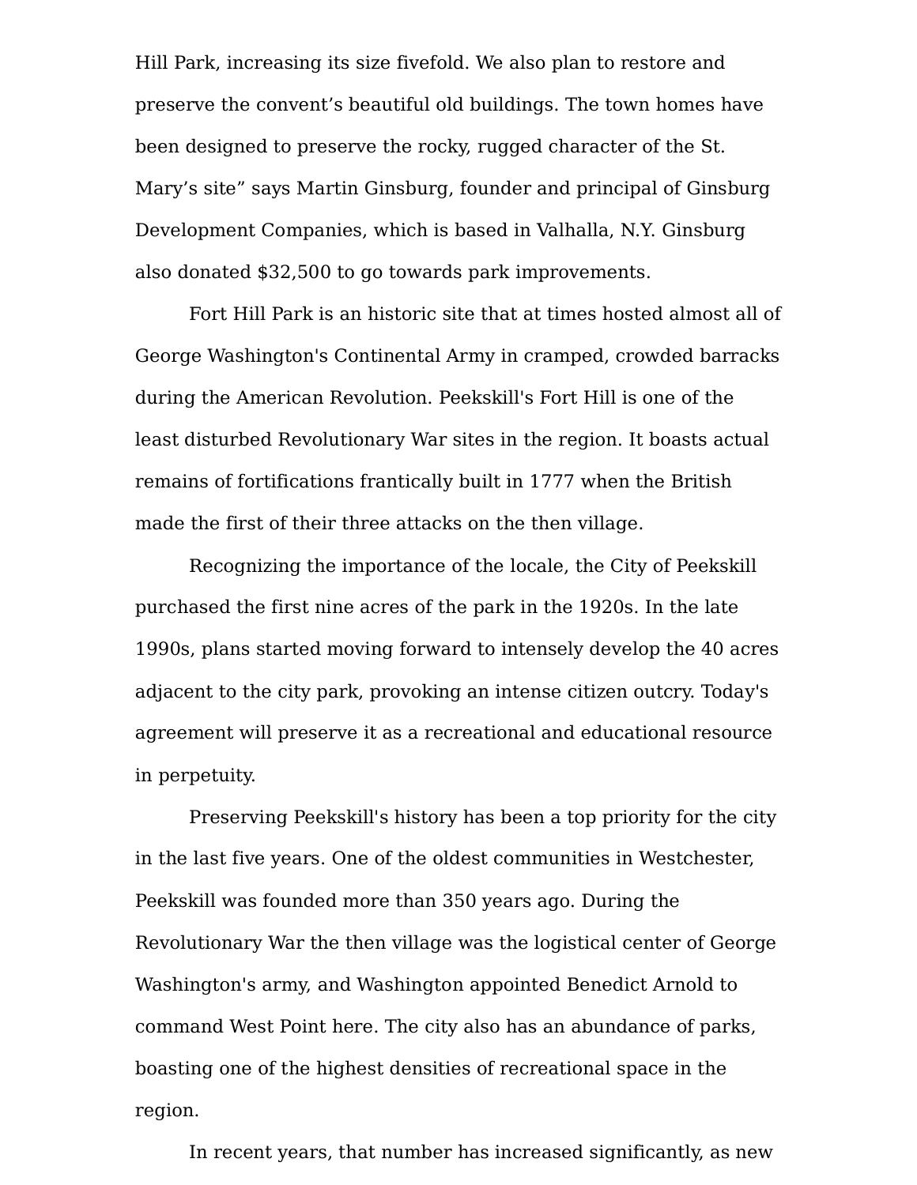Hill Park, increasing its size fivefold. We also plan to restore and preserve the convent's beautiful old buildings. The town homes have been designed to preserve the rocky, rugged character of the St. Mary's site" says Martin Ginsburg, founder and principal of Ginsburg Development Companies, which is based in Valhalla, N.Y. Ginsburg also donated $32,500 to go towards park improvements.

Fort Hill Park is an historic site that at times hosted almost all of George Washington's Continental Army in cramped, crowded barracks during the American Revolution. Peekskill's Fort Hill is one of the least disturbed Revolutionary War sites in the region. It boasts actual remains of fortifications frantically built in 1777 when the British made the first of their three attacks on the then village.

Recognizing the importance of the locale, the City of Peekskill purchased the first nine acres of the park in the 1920s. In the late 1990s, plans started moving forward to intensely develop the 40 acres adjacent to the city park, provoking an intense citizen outcry. Today's agreement will preserve it as a recreational and educational resource in perpetuity.

Preserving Peekskill's history has been a top priority for the city in the last five years. One of the oldest communities in Westchester, Peekskill was founded more than 350 years ago. During the Revolutionary War the then village was the logistical center of George Washington's army, and Washington appointed Benedict Arnold to command West Point here. The city also has an abundance of parks, boasting one of the highest densities of recreational space in the region.

In recent years, that number has increased significantly, as new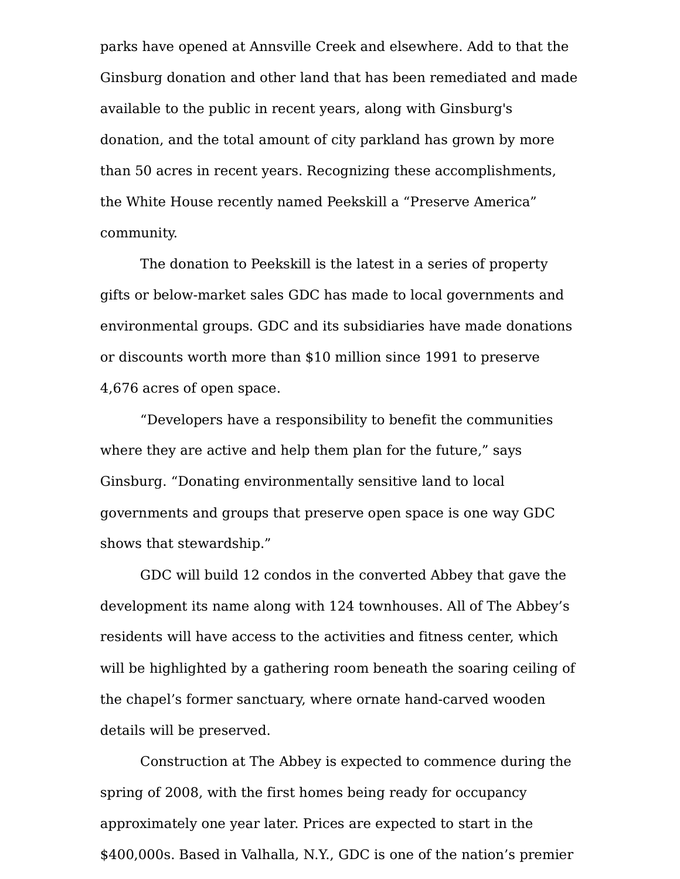parks have opened at Annsville Creek and elsewhere. Add to that the Ginsburg donation and other land that has been remediated and made available to the public in recent years, along with Ginsburg's donation, and the total amount of city parkland has grown by more than 50 acres in recent years. Recognizing these accomplishments, the White House recently named Peekskill a "Preserve America" community.

The donation to Peekskill is the latest in a series of property gifts or below-market sales GDC has made to local governments and environmental groups. GDC and its subsidiaries have made donations or discounts worth more than $10 million since 1991 to preserve 4,676 acres of open space.

"Developers have a responsibility to benefit the communities where they are active and help them plan for the future," says Ginsburg. "Donating environmentally sensitive land to local governments and groups that preserve open space is one way GDC shows that stewardship."

GDC will build 12 condos in the converted Abbey that gave the development its name along with 124 townhouses. All of The Abbey's residents will have access to the activities and fitness center, which will be highlighted by a gathering room beneath the soaring ceiling of the chapel's former sanctuary, where ornate hand-carved wooden details will be preserved.

Construction at The Abbey is expected to commence during the spring of 2008, with the first homes being ready for occupancy approximately one year later. Prices are expected to start in the $400,000s. Based in Valhalla, N.Y., GDC is one of the nation's premier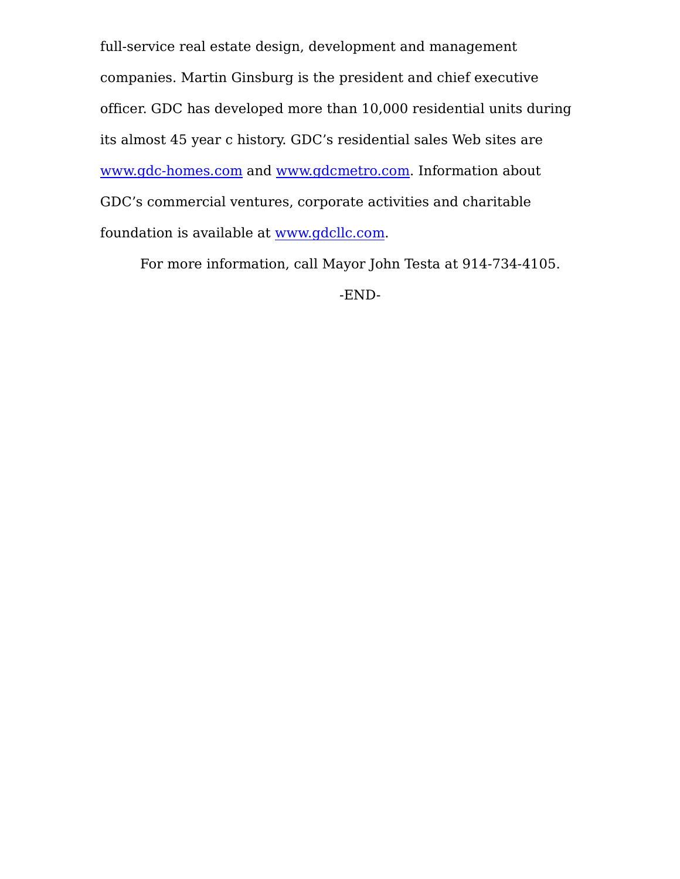full-service real estate design, development and management companies. Martin Ginsburg is the president and chief executive officer. GDC has developed more than 10,000 residential units during its almost 45 year c history. GDC's residential sales Web sites are www.gdc-homes.com and www.gdcmetro.com. Information about GDC's commercial ventures, corporate activities and charitable foundation is available at www.gdcllc.com.

For more information, call Mayor John Testa at 914-734-4105.

-END-